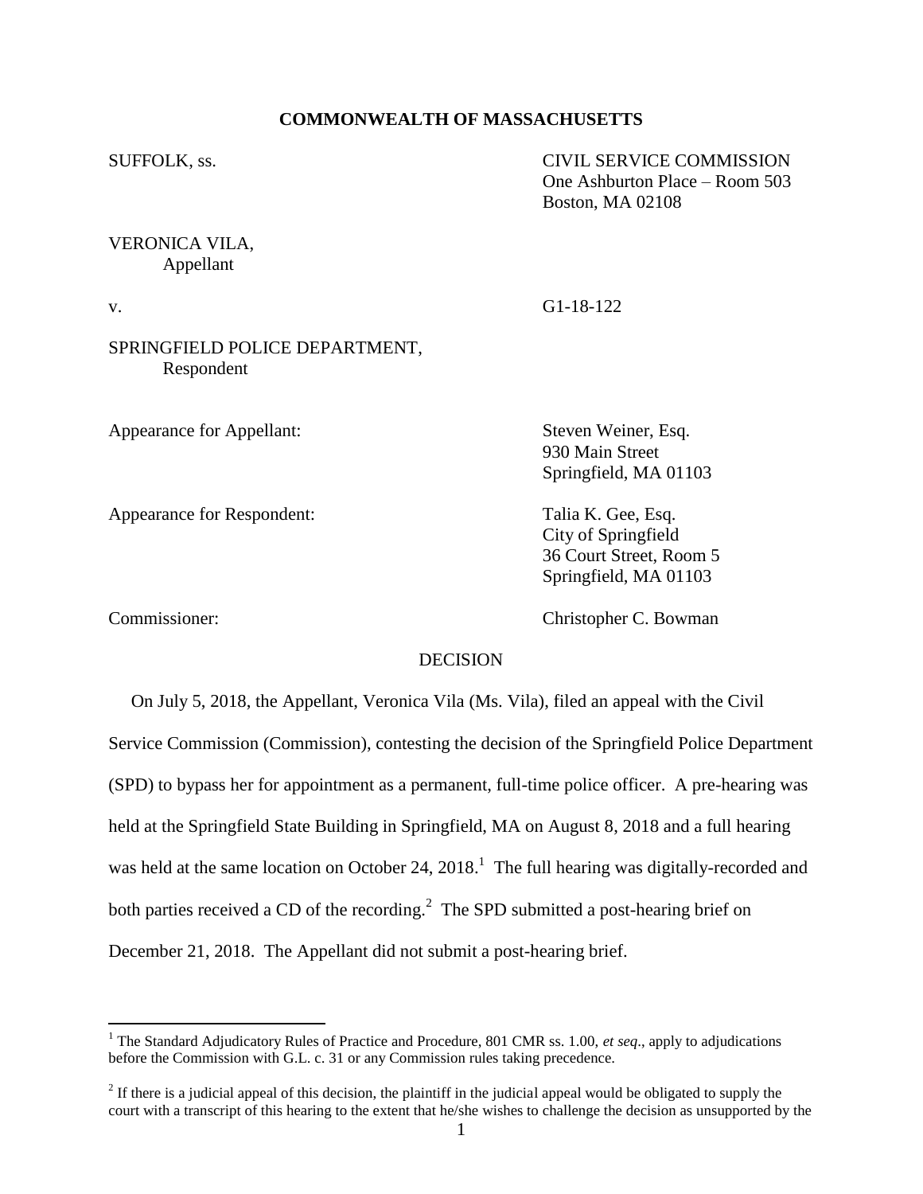**COMMONWEALTH OF MASSACHUSETTS**

SUFFOLK, ss.

CIVIL SERVICE COMMISSION
One Ashburton Place – Room 503
Boston, MA 02108

VERONICA VILA,
Appellant

v. G1-18-122

SPRINGFIELD POLICE DEPARTMENT,
Respondent

Appearance for Appellant: Steven Weiner, Esq.
930 Main Street
Springfield, MA 01103

Appearance for Respondent: Talia K. Gee, Esq.
City of Springfield
36 Court Street, Room 5
Springfield, MA 01103

Commissioner: Christopher C. Bowman

DECISION

On July 5, 2018, the Appellant, Veronica Vila (Ms. Vila), filed an appeal with the Civil Service Commission (Commission), contesting the decision of the Springfield Police Department (SPD) to bypass her for appointment as a permanent, full-time police officer. A pre-hearing was held at the Springfield State Building in Springfield, MA on August 8, 2018 and a full hearing was held at the same location on October 24, 2018.[1] The full hearing was digitally-recorded and both parties received a CD of the recording.[2] The SPD submitted a post-hearing brief on December 21, 2018. The Appellant did not submit a post-hearing brief.

[1] The Standard Adjudicatory Rules of Practice and Procedure, 801 CMR ss. 1.00, *et seq*., apply to adjudications before the Commission with G.L. c. 31 or any Commission rules taking precedence.

[2] If there is a judicial appeal of this decision, the plaintiff in the judicial appeal would be obligated to supply the court with a transcript of this hearing to the extent that he/she wishes to challenge the decision as unsupported by the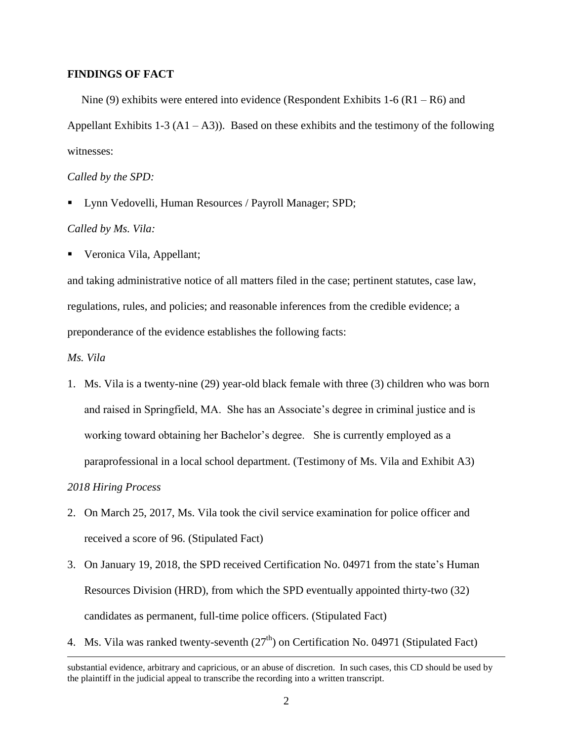## FINDINGS OF FACT

Nine (9) exhibits were entered into evidence (Respondent Exhibits 1-6 (R1 – R6) and Appellant Exhibits 1-3 (A1 – A3)). Based on these exhibits and the testimony of the following witnesses:

*Called by the SPD:*

- Lynn Vedovelli, Human Resources / Payroll Manager; SPD;

*Called by Ms. Vila:*

- Veronica Vila, Appellant;

and taking administrative notice of all matters filed in the case; pertinent statutes, case law, regulations, rules, and policies; and reasonable inferences from the credible evidence; a preponderance of the evidence establishes the following facts:

*Ms. Vila*

1. Ms. Vila is a twenty-nine (29) year-old black female with three (3) children who was born and raised in Springfield, MA. She has an Associate's degree in criminal justice and is working toward obtaining her Bachelor's degree. She is currently employed as a paraprofessional in a local school department. (Testimony of Ms. Vila and Exhibit A3)

*2018 Hiring Process*

2. On March 25, 2017, Ms. Vila took the civil service examination for police officer and received a score of 96. (Stipulated Fact)
3. On January 19, 2018, the SPD received Certification No. 04971 from the state's Human Resources Division (HRD), from which the SPD eventually appointed thirty-two (32) candidates as permanent, full-time police officers. (Stipulated Fact)
4. Ms. Vila was ranked twenty-seventh (27th) on Certification No. 04971 (Stipulated Fact)

---

substantial evidence, arbitrary and capricious, or an abuse of discretion. In such cases, this CD should be used by the plaintiff in the judicial appeal to transcribe the recording into a written transcript.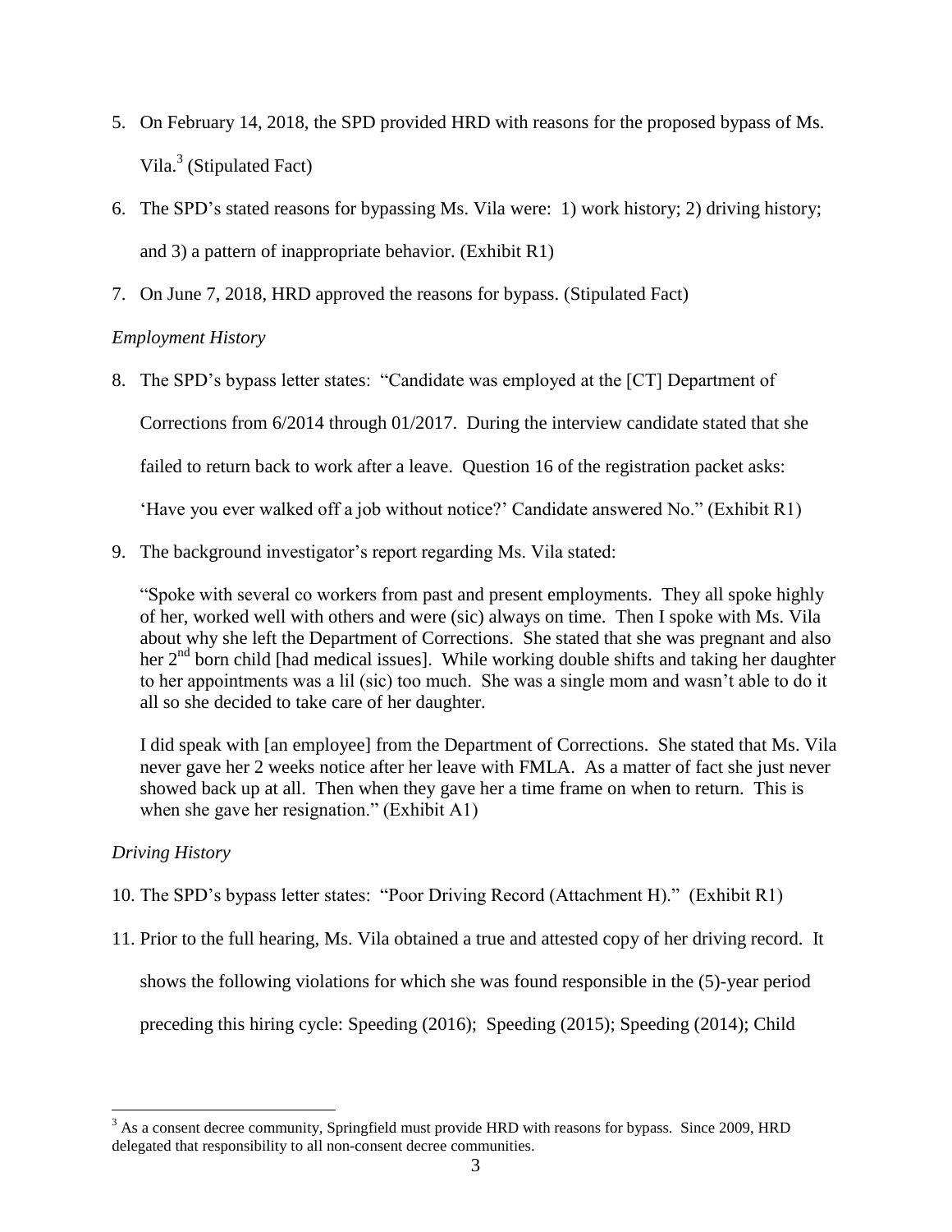5. On February 14, 2018, the SPD provided HRD with reasons for the proposed bypass of Ms. Vila.[3] (Stipulated Fact)

6. The SPD's stated reasons for bypassing Ms. Vila were: 1) work history; 2) driving history; and 3) a pattern of inappropriate behavior. (Exhibit R1)

7. On June 7, 2018, HRD approved the reasons for bypass. (Stipulated Fact)

*Employment History*

8. The SPD's bypass letter states: "Candidate was employed at the [CT] Department of Corrections from 6/2014 through 01/2017. During the interview candidate stated that she failed to return back to work after a leave. Question 16 of the registration packet asks: 'Have you ever walked off a job without notice?' Candidate answered No." (Exhibit R1)

9. The background investigator's report regarding Ms. Vila stated:

   "Spoke with several co workers from past and present employments. They all spoke highly of her, worked well with others and were (sic) always on time. Then I spoke with Ms. Vila about why she left the Department of Corrections. She stated that she was pregnant and also her 2nd born child [had medical issues]. While working double shifts and taking her daughter to her appointments was a lil (sic) too much. She was a single mom and wasn't able to do it all so she decided to take care of her daughter.

   I did speak with [an employee] from the Department of Corrections. She stated that Ms. Vila never gave her 2 weeks notice after her leave with FMLA. As a matter of fact she just never showed back up at all. Then when they gave her a time frame on when to return. This is when she gave her resignation." (Exhibit A1)

*Driving History*

10. The SPD's bypass letter states: "Poor Driving Record (Attachment H)." (Exhibit R1)

11. Prior to the full hearing, Ms. Vila obtained a true and attested copy of her driving record. It shows the following violations for which she was found responsible in the (5)-year period preceding this hiring cycle: Speeding (2016); Speeding (2015); Speeding (2014); Child

[3] As a consent decree community, Springfield must provide HRD with reasons for bypass. Since 2009, HRD delegated that responsibility to all non-consent decree communities.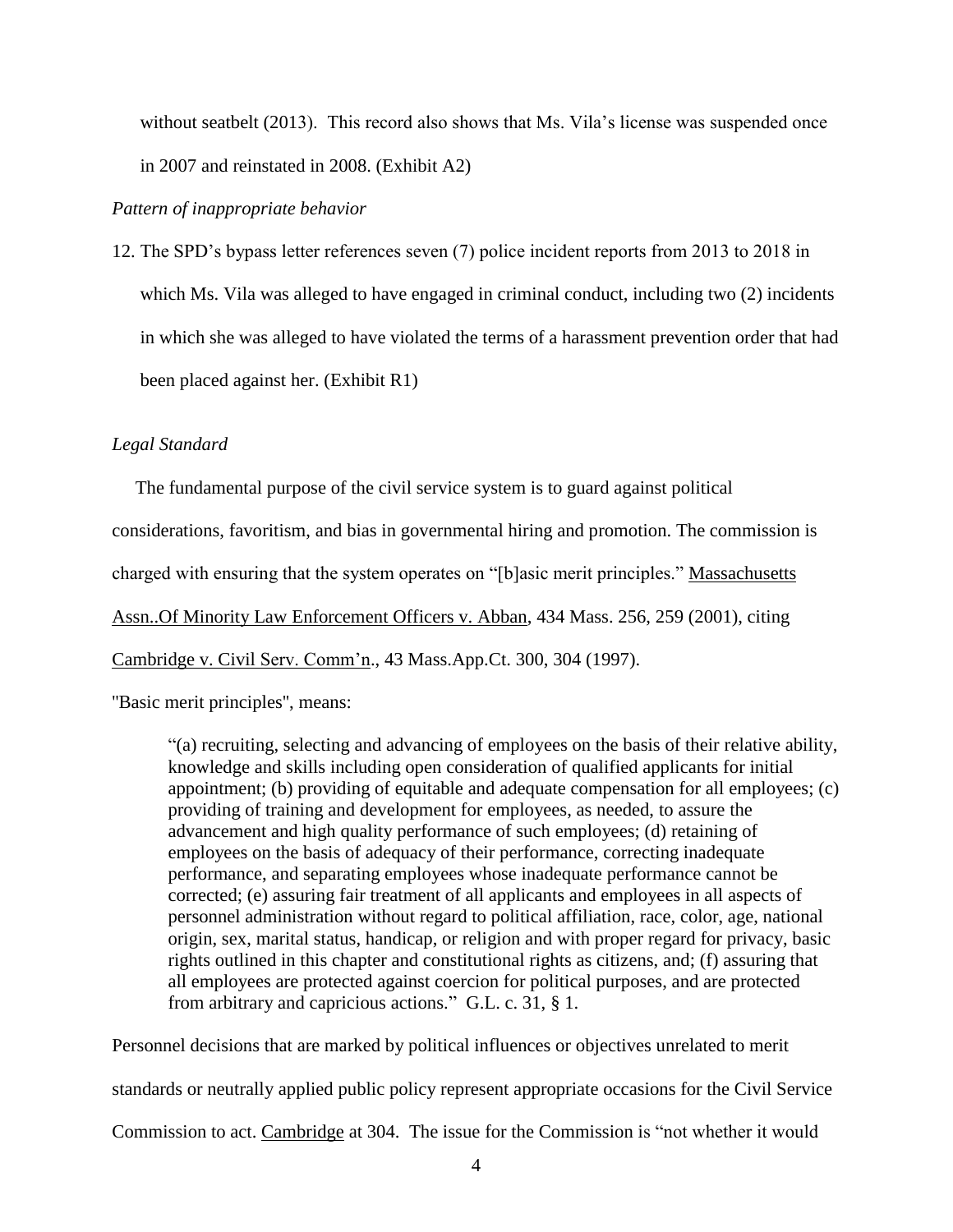without seatbelt (2013). This record also shows that Ms. Vila's license was suspended once in 2007 and reinstated in 2008. (Exhibit A2)

*Pattern of inappropriate behavior*

12. The SPD's bypass letter references seven (7) police incident reports from 2013 to 2018 in which Ms. Vila was alleged to have engaged in criminal conduct, including two (2) incidents in which she was alleged to have violated the terms of a harassment prevention order that had been placed against her. (Exhibit R1)

*Legal Standard*

The fundamental purpose of the civil service system is to guard against political considerations, favoritism, and bias in governmental hiring and promotion. The commission is charged with ensuring that the system operates on "[b]asic merit principles." Massachusetts Assn..Of Minority Law Enforcement Officers v. Abban, 434 Mass. 256, 259 (2001), citing Cambridge v. Civil Serv. Comm'n., 43 Mass.App.Ct. 300, 304 (1997).

"Basic merit principles", means:

> "(a) recruiting, selecting and advancing of employees on the basis of their relative ability, knowledge and skills including open consideration of qualified applicants for initial appointment; (b) providing of equitable and adequate compensation for all employees; (c) providing of training and development for employees, as needed, to assure the advancement and high quality performance of such employees; (d) retaining of employees on the basis of adequacy of their performance, correcting inadequate performance, and separating employees whose inadequate performance cannot be corrected; (e) assuring fair treatment of all applicants and employees in all aspects of personnel administration without regard to political affiliation, race, color, age, national origin, sex, marital status, handicap, or religion and with proper regard for privacy, basic rights outlined in this chapter and constitutional rights as citizens, and; (f) assuring that all employees are protected against coercion for political purposes, and are protected from arbitrary and capricious actions." G.L. c. 31, § 1.

Personnel decisions that are marked by political influences or objectives unrelated to merit standards or neutrally applied public policy represent appropriate occasions for the Civil Service Commission to act. Cambridge at 304. The issue for the Commission is "not whether it would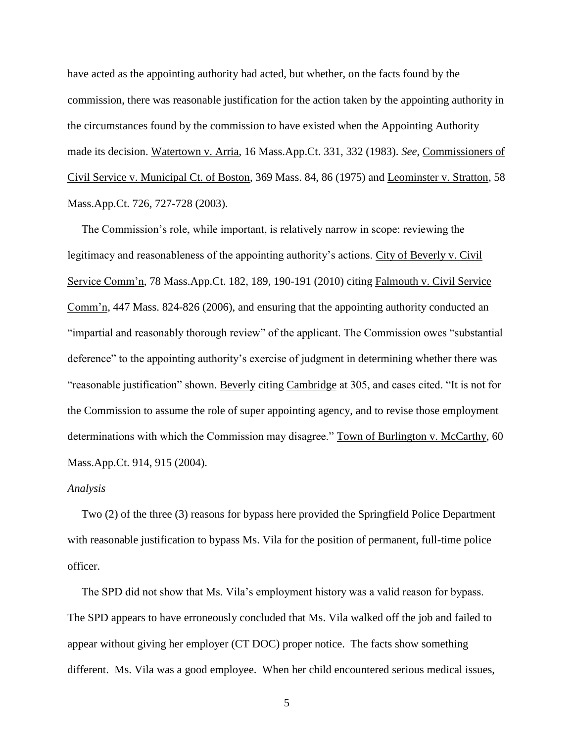have acted as the appointing authority had acted, but whether, on the facts found by the commission, there was reasonable justification for the action taken by the appointing authority in the circumstances found by the commission to have existed when the Appointing Authority made its decision. Watertown v. Arria, 16 Mass.App.Ct. 331, 332 (1983). *See*, Commissioners of Civil Service v. Municipal Ct. of Boston, 369 Mass. 84, 86 (1975) and Leominster v. Stratton, 58 Mass.App.Ct. 726, 727-728 (2003).

The Commission's role, while important, is relatively narrow in scope: reviewing the legitimacy and reasonableness of the appointing authority's actions. City of Beverly v. Civil Service Comm'n, 78 Mass.App.Ct. 182, 189, 190-191 (2010) citing Falmouth v. Civil Service Comm'n, 447 Mass. 824-826 (2006), and ensuring that the appointing authority conducted an "impartial and reasonably thorough review" of the applicant. The Commission owes "substantial deference" to the appointing authority's exercise of judgment in determining whether there was "reasonable justification" shown. Beverly citing Cambridge at 305, and cases cited. "It is not for the Commission to assume the role of super appointing agency, and to revise those employment determinations with which the Commission may disagree." Town of Burlington v. McCarthy, 60 Mass.App.Ct. 914, 915 (2004).

*Analysis*

Two (2) of the three (3) reasons for bypass here provided the Springfield Police Department with reasonable justification to bypass Ms. Vila for the position of permanent, full-time police officer.

The SPD did not show that Ms. Vila's employment history was a valid reason for bypass. The SPD appears to have erroneously concluded that Ms. Vila walked off the job and failed to appear without giving her employer (CT DOC) proper notice. The facts show something different. Ms. Vila was a good employee. When her child encountered serious medical issues,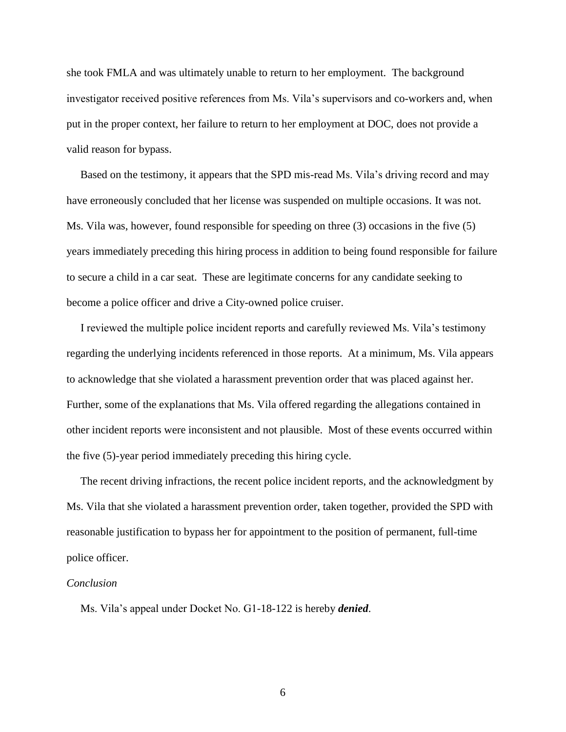she took FMLA and was ultimately unable to return to her employment. The background investigator received positive references from Ms. Vila's supervisors and co-workers and, when put in the proper context, her failure to return to her employment at DOC, does not provide a valid reason for bypass.

Based on the testimony, it appears that the SPD mis-read Ms. Vila's driving record and may have erroneously concluded that her license was suspended on multiple occasions. It was not. Ms. Vila was, however, found responsible for speeding on three (3) occasions in the five (5) years immediately preceding this hiring process in addition to being found responsible for failure to secure a child in a car seat. These are legitimate concerns for any candidate seeking to become a police officer and drive a City-owned police cruiser.

I reviewed the multiple police incident reports and carefully reviewed Ms. Vila's testimony regarding the underlying incidents referenced in those reports. At a minimum, Ms. Vila appears to acknowledge that she violated a harassment prevention order that was placed against her. Further, some of the explanations that Ms. Vila offered regarding the allegations contained in other incident reports were inconsistent and not plausible. Most of these events occurred within the five (5)-year period immediately preceding this hiring cycle.

The recent driving infractions, the recent police incident reports, and the acknowledgment by Ms. Vila that she violated a harassment prevention order, taken together, provided the SPD with reasonable justification to bypass her for appointment to the position of permanent, full-time police officer.

*Conclusion*

Ms. Vila's appeal under Docket No. G1-18-122 is hereby ***denied***.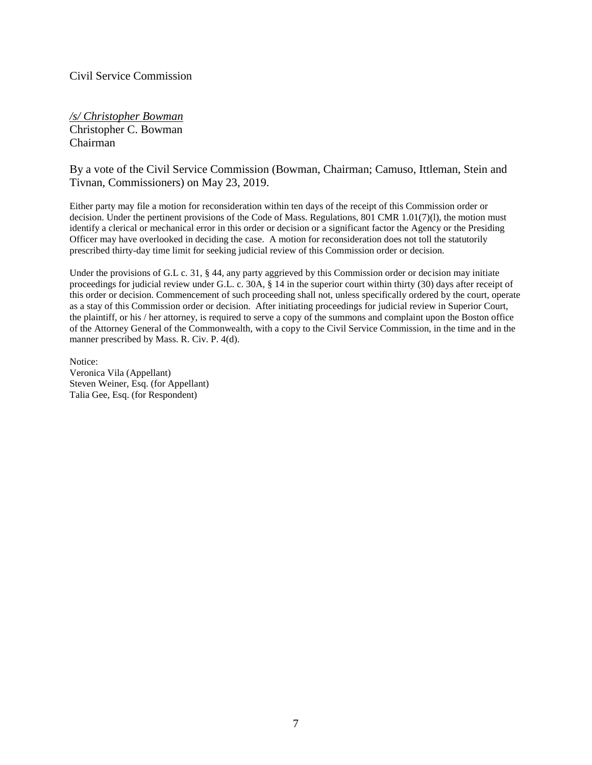Civil Service Commission

*/s/ Christopher Bowman*
Christopher C. Bowman
Chairman

By a vote of the Civil Service Commission (Bowman, Chairman; Camuso, Ittleman, Stein and Tivnan, Commissioners) on May 23, 2019.

Either party may file a motion for reconsideration within ten days of the receipt of this Commission order or decision. Under the pertinent provisions of the Code of Mass. Regulations, 801 CMR 1.01(7)(l), the motion must identify a clerical or mechanical error in this order or decision or a significant factor the Agency or the Presiding Officer may have overlooked in deciding the case. A motion for reconsideration does not toll the statutorily prescribed thirty-day time limit for seeking judicial review of this Commission order or decision.

Under the provisions of G.L c. 31, § 44, any party aggrieved by this Commission order or decision may initiate proceedings for judicial review under G.L. c. 30A, § 14 in the superior court within thirty (30) days after receipt of this order or decision. Commencement of such proceeding shall not, unless specifically ordered by the court, operate as a stay of this Commission order or decision. After initiating proceedings for judicial review in Superior Court, the plaintiff, or his / her attorney, is required to serve a copy of the summons and complaint upon the Boston office of the Attorney General of the Commonwealth, with a copy to the Civil Service Commission, in the time and in the manner prescribed by Mass. R. Civ. P. 4(d).

Notice:
Veronica Vila (Appellant)
Steven Weiner, Esq. (for Appellant)
Talia Gee, Esq. (for Respondent)